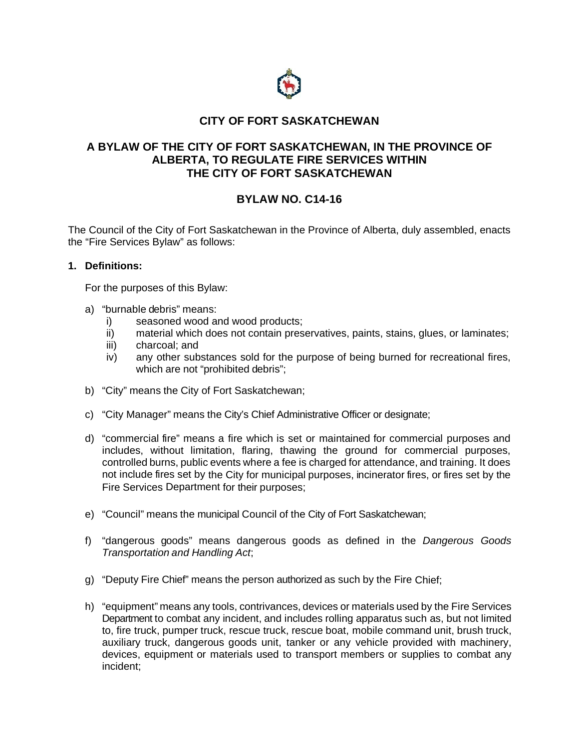# CITY OF FORT SASKATCHEWAN

## A BYLAW OF THE CITY OF FORT SASKATCHEWAN, IN THE PROVINCE OF ALBERTA, TO REGULATE FIRE SERVICES WITHIN THE CITY OF FORT SASKATCHEWAN

## BYLAW NO. C14-16

The Council of the City of Fort Saskatchewan in the Province of Alberta, duly assembled, enacts the "Fire Services Bylaw" as follows:

**1. Definitions:**

For the purposes of this Bylaw:

a) "burnable debris" means:
   i) seasoned wood and wood products;
   ii) material which does not contain preservatives, paints, stains, glues, or laminates;
   iii) charcoal; and
   iv) any other substances sold for the purpose of being burned for recreational fires, which are not "prohibited debris";

b) "City" means the City of Fort Saskatchewan;

c) "City Manager" means the City's Chief Administrative Officer or designate;

d) "commercial fire" means a fire which is set or maintained for commercial purposes and includes, without limitation, flaring, thawing the ground for commercial purposes, controlled burns, public events where a fee is charged for attendance, and training. It does not include fires set by the City for municipal purposes, incinerator fires, or fires set by the Fire Services Department for their purposes;

e) "Council" means the municipal Council of the City of Fort Saskatchewan;

f) "dangerous goods" means dangerous goods as defined in the *Dangerous Goods Transportation and Handling Act*;

g) "Deputy Fire Chief" means the person authorized as such by the Fire Chief;

h) "equipment" means any tools, contrivances, devices or materials used by the Fire Services Department to combat any incident, and includes rolling apparatus such as, but not limited to, fire truck, pumper truck, rescue truck, rescue boat, mobile command unit, brush truck, auxiliary truck, dangerous goods unit, tanker or any vehicle provided with machinery, devices, equipment or materials used to transport members or supplies to combat any incident;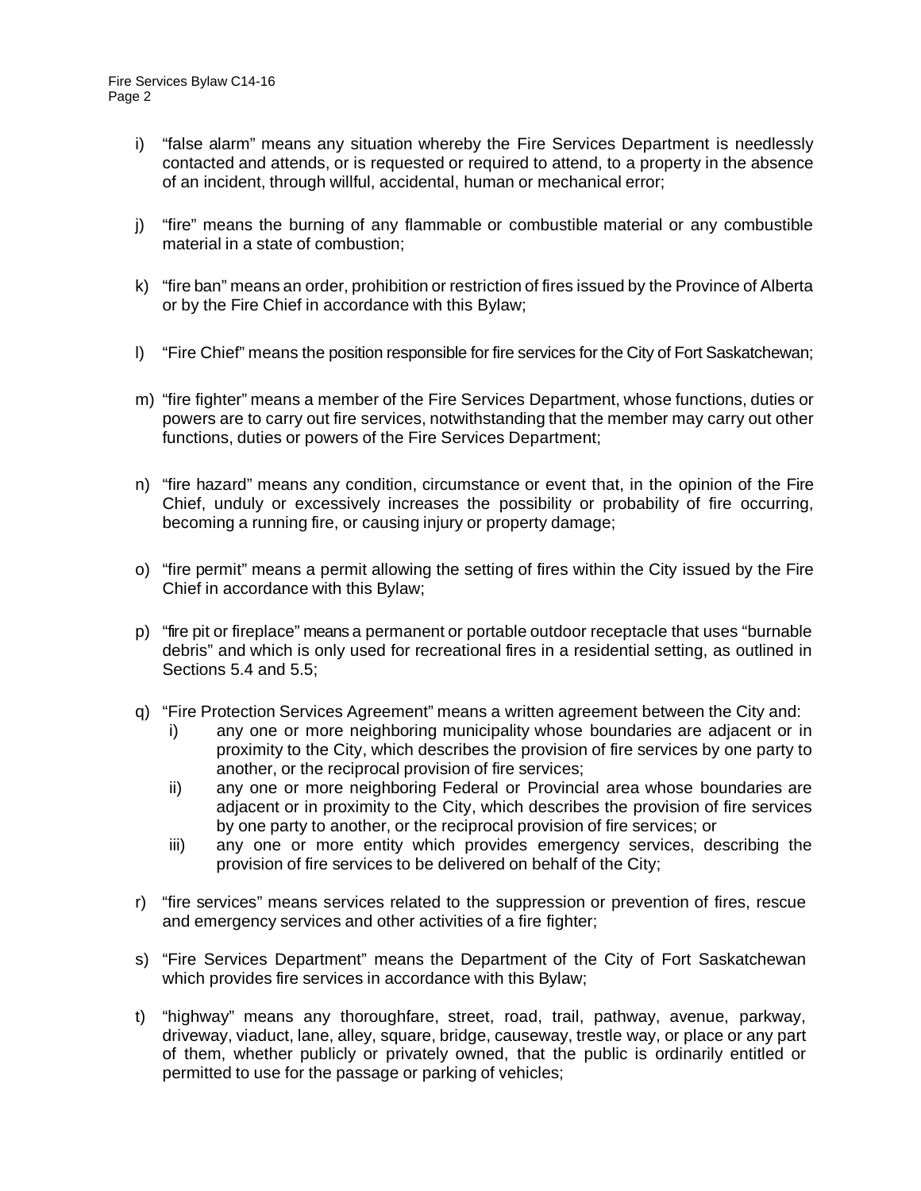i) "false alarm" means any situation whereby the Fire Services Department is needlessly contacted and attends, or is requested or required to attend, to a property in the absence of an incident, through willful, accidental, human or mechanical error;

j) "fire" means the burning of any flammable or combustible material or any combustible material in a state of combustion;

k) "fire ban" means an order, prohibition or restriction of fires issued by the Province of Alberta or by the Fire Chief in accordance with this Bylaw;

l) "Fire Chief" means the position responsible for fire services for the City of Fort Saskatchewan;

m) "fire fighter" means a member of the Fire Services Department, whose functions, duties or powers are to carry out fire services, notwithstanding that the member may carry out other functions, duties or powers of the Fire Services Department;

n) "fire hazard" means any condition, circumstance or event that, in the opinion of the Fire Chief, unduly or excessively increases the possibility or probability of fire occurring, becoming a running fire, or causing injury or property damage;

o) "fire permit" means a permit allowing the setting of fires within the City issued by the Fire Chief in accordance with this Bylaw;

p) "fire pit or fireplace" means a permanent or portable outdoor receptacle that uses "burnable debris" and which is only used for recreational fires in a residential setting, as outlined in Sections 5.4 and 5.5;

q) "Fire Protection Services Agreement" means a written agreement between the City and:
   i) any one or more neighboring municipality whose boundaries are adjacent or in proximity to the City, which describes the provision of fire services by one party to another, or the reciprocal provision of fire services;
   ii) any one or more neighboring Federal or Provincial area whose boundaries are adjacent or in proximity to the City, which describes the provision of fire services by one party to another, or the reciprocal provision of fire services; or
   iii) any one or more entity which provides emergency services, describing the provision of fire services to be delivered on behalf of the City;

r) "fire services" means services related to the suppression or prevention of fires, rescue and emergency services and other activities of a fire fighter;

s) "Fire Services Department" means the Department of the City of Fort Saskatchewan which provides fire services in accordance with this Bylaw;

t) "highway" means any thoroughfare, street, road, trail, pathway, avenue, parkway, driveway, viaduct, lane, alley, square, bridge, causeway, trestle way, or place or any part of them, whether publicly or privately owned, that the public is ordinarily entitled or permitted to use for the passage or parking of vehicles;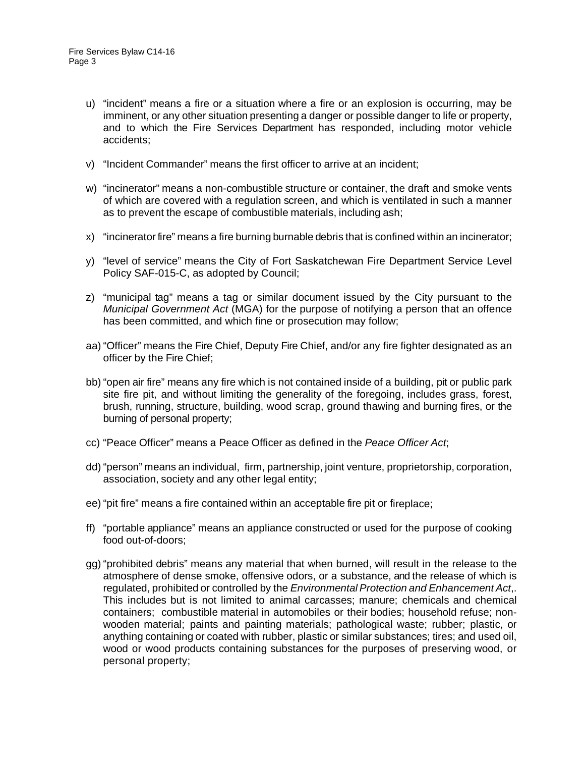u) "incident" means a fire or a situation where a fire or an explosion is occurring, may be imminent, or any other situation presenting a danger or possible danger to life or property, and to which the Fire Services Department has responded, including motor vehicle accidents;

v) "Incident Commander" means the first officer to arrive at an incident;

w) "incinerator" means a non-combustible structure or container, the draft and smoke vents of which are covered with a regulation screen, and which is ventilated in such a manner as to prevent the escape of combustible materials, including ash;

x) "incinerator fire" means a fire burning burnable debris that is confined within an incinerator;

y) "level of service" means the City of Fort Saskatchewan Fire Department Service Level Policy SAF-015-C, as adopted by Council;

z) "municipal tag" means a tag or similar document issued by the City pursuant to the *Municipal Government Act* (MGA) for the purpose of notifying a person that an offence has been committed, and which fine or prosecution may follow;

aa) "Officer" means the Fire Chief, Deputy Fire Chief, and/or any fire fighter designated as an officer by the Fire Chief;

bb) "open air fire" means any fire which is not contained inside of a building, pit or public park site fire pit, and without limiting the generality of the foregoing, includes grass, forest, brush, running, structure, building, wood scrap, ground thawing and burning fires, or the burning of personal property;

cc) "Peace Officer" means a Peace Officer as defined in the *Peace Officer Act*;

dd) "person" means an individual, firm, partnership, joint venture, proprietorship, corporation, association, society and any other legal entity;

ee) "pit fire" means a fire contained within an acceptable fire pit or fireplace;

ff) "portable appliance" means an appliance constructed or used for the purpose of cooking food out-of-doors;

gg) "prohibited debris" means any material that when burned, will result in the release to the atmosphere of dense smoke, offensive odors, or a substance, and the release of which is regulated, prohibited or controlled by the *Environmental Protection and Enhancement Act*,. This includes but is not limited to animal carcasses; manure; chemicals and chemical containers; combustible material in automobiles or their bodies; household refuse; non-wooden material; paints and painting materials; pathological waste; rubber; plastic, or anything containing or coated with rubber, plastic or similar substances; tires; and used oil, wood or wood products containing substances for the purposes of preserving wood, or personal property;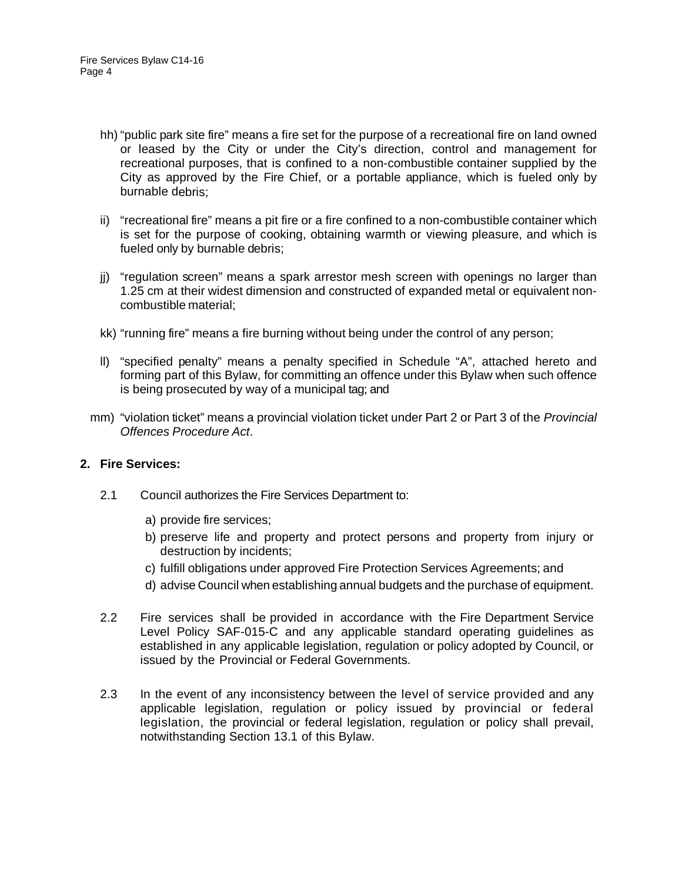hh) "public park site fire" means a fire set for the purpose of a recreational fire on land owned or leased by the City or under the City's direction, control and management for recreational purposes, that is confined to a non-combustible container supplied by the City as approved by the Fire Chief, or a portable appliance, which is fueled only by burnable debris;

ii) "recreational fire" means a pit fire or a fire confined to a non-combustible container which is set for the purpose of cooking, obtaining warmth or viewing pleasure, and which is fueled only by burnable debris;

jj) "regulation screen" means a spark arrestor mesh screen with openings no larger than 1.25 cm at their widest dimension and constructed of expanded metal or equivalent non-combustible material;

kk) "running fire" means a fire burning without being under the control of any person;

ll) "specified penalty" means a penalty specified in Schedule "A", attached hereto and forming part of this Bylaw, for committing an offence under this Bylaw when such offence is being prosecuted by way of a municipal tag; and

mm) "violation ticket" means a provincial violation ticket under Part 2 or Part 3 of the *Provincial Offences Procedure Act*.

**2. Fire Services:**

2.1 Council authorizes the Fire Services Department to:

a) provide fire services;
b) preserve life and property and protect persons and property from injury or destruction by incidents;
c) fulfill obligations under approved Fire Protection Services Agreements; and
d) advise Council when establishing annual budgets and the purchase of equipment.

2.2 Fire services shall be provided in accordance with the Fire Department Service Level Policy SAF-015-C and any applicable standard operating guidelines as established in any applicable legislation, regulation or policy adopted by Council, or issued by the Provincial or Federal Governments.

2.3 In the event of any inconsistency between the level of service provided and any applicable legislation, regulation or policy issued by provincial or federal legislation, the provincial or federal legislation, regulation or policy shall prevail, notwithstanding Section 13.1 of this Bylaw.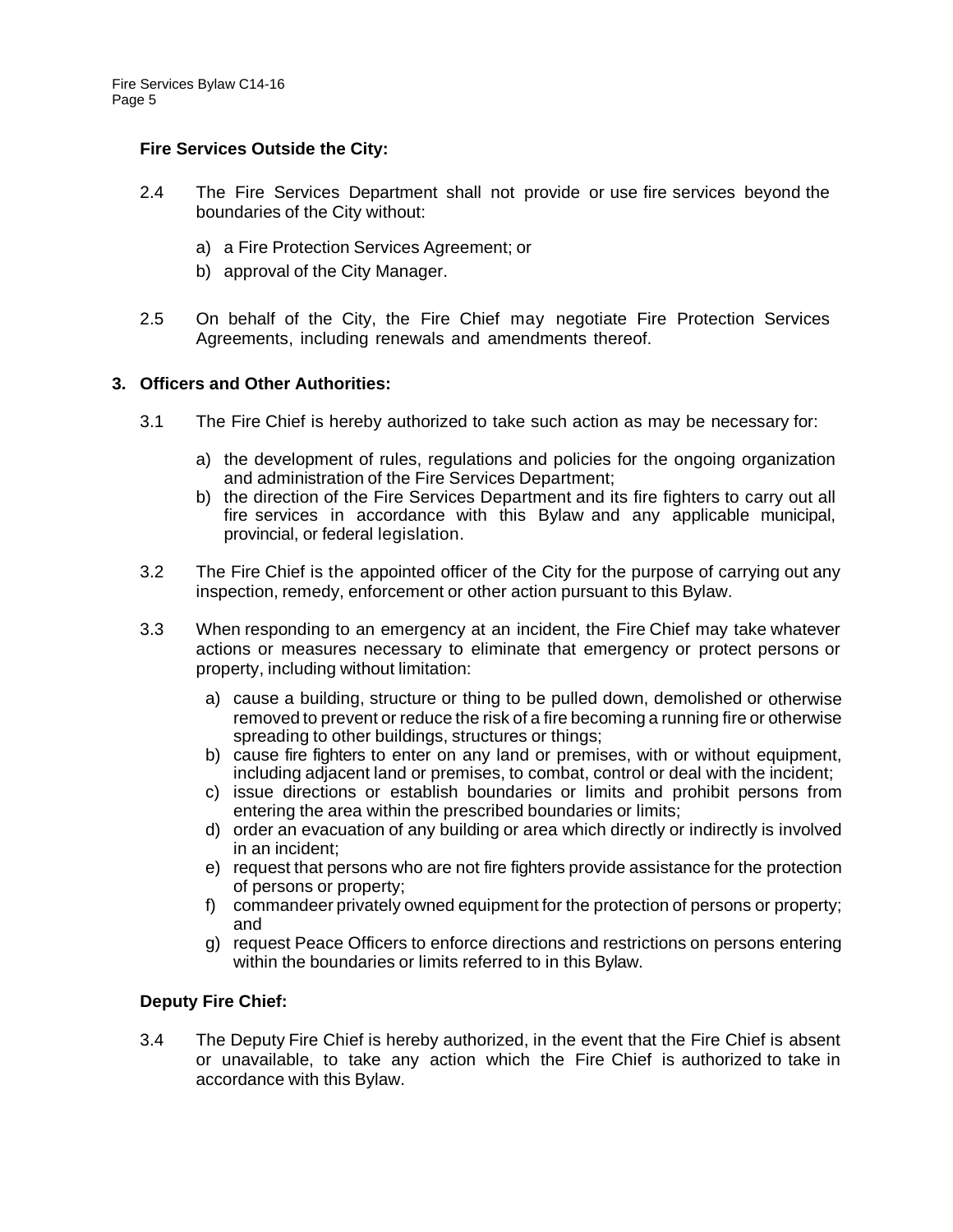### Fire Services Outside the City:

2.4 The Fire Services Department shall not provide or use fire services beyond the boundaries of the City without:

a) a Fire Protection Services Agreement; or

b) approval of the City Manager.

2.5 On behalf of the City, the Fire Chief may negotiate Fire Protection Services Agreements, including renewals and amendments thereof.

## 3. Officers and Other Authorities:

3.1 The Fire Chief is hereby authorized to take such action as may be necessary for:

a) the development of rules, regulations and policies for the ongoing organization and administration of the Fire Services Department;

b) the direction of the Fire Services Department and its fire fighters to carry out all fire services in accordance with this Bylaw and any applicable municipal, provincial, or federal legislation.

3.2 The Fire Chief is the appointed officer of the City for the purpose of carrying out any inspection, remedy, enforcement or other action pursuant to this Bylaw.

3.3 When responding to an emergency at an incident, the Fire Chief may take whatever actions or measures necessary to eliminate that emergency or protect persons or property, including without limitation:

a) cause a building, structure or thing to be pulled down, demolished or otherwise removed to prevent or reduce the risk of a fire becoming a running fire or otherwise spreading to other buildings, structures or things;

b) cause fire fighters to enter on any land or premises, with or without equipment, including adjacent land or premises, to combat, control or deal with the incident;

c) issue directions or establish boundaries or limits and prohibit persons from entering the area within the prescribed boundaries or limits;

d) order an evacuation of any building or area which directly or indirectly is involved in an incident;

e) request that persons who are not fire fighters provide assistance for the protection of persons or property;

f) commandeer privately owned equipment for the protection of persons or property; and

g) request Peace Officers to enforce directions and restrictions on persons entering within the boundaries or limits referred to in this Bylaw.

### Deputy Fire Chief:

3.4 The Deputy Fire Chief is hereby authorized, in the event that the Fire Chief is absent or unavailable, to take any action which the Fire Chief is authorized to take in accordance with this Bylaw.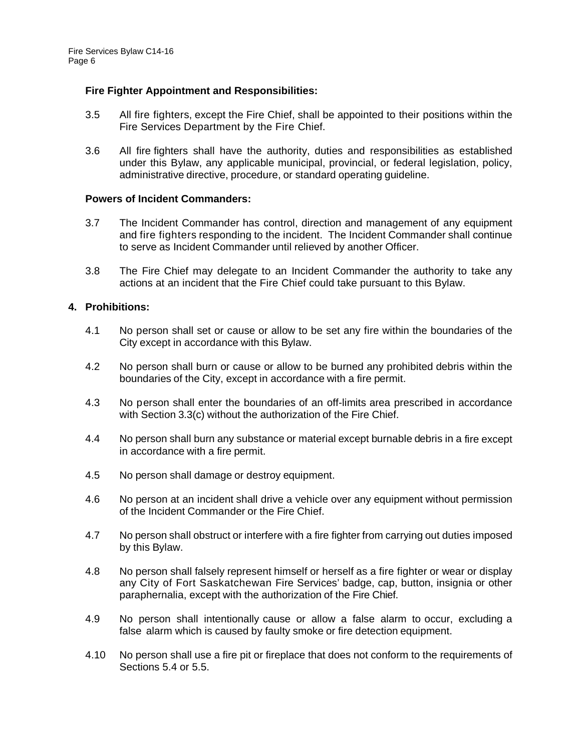**Fire Fighter Appointment and Responsibilities:**

3.5 All fire fighters, except the Fire Chief, shall be appointed to their positions within the Fire Services Department by the Fire Chief.

3.6 All fire fighters shall have the authority, duties and responsibilities as established under this Bylaw, any applicable municipal, provincial, or federal legislation, policy, administrative directive, procedure, or standard operating guideline.

**Powers of Incident Commanders:**

3.7 The Incident Commander has control, direction and management of any equipment and fire fighters responding to the incident. The Incident Commander shall continue to serve as Incident Commander until relieved by another Officer.

3.8 The Fire Chief may delegate to an Incident Commander the authority to take any actions at an incident that the Fire Chief could take pursuant to this Bylaw.

## 4. Prohibitions:

4.1 No person shall set or cause or allow to be set any fire within the boundaries of the City except in accordance with this Bylaw.

4.2 No person shall burn or cause or allow to be burned any prohibited debris within the boundaries of the City, except in accordance with a fire permit.

4.3 No person shall enter the boundaries of an off-limits area prescribed in accordance with Section 3.3(c) without the authorization of the Fire Chief.

4.4 No person shall burn any substance or material except burnable debris in a fire except in accordance with a fire permit.

4.5 No person shall damage or destroy equipment.

4.6 No person at an incident shall drive a vehicle over any equipment without permission of the Incident Commander or the Fire Chief.

4.7 No person shall obstruct or interfere with a fire fighter from carrying out duties imposed by this Bylaw.

4.8 No person shall falsely represent himself or herself as a fire fighter or wear or display any City of Fort Saskatchewan Fire Services' badge, cap, button, insignia or other paraphernalia, except with the authorization of the Fire Chief.

4.9 No person shall intentionally cause or allow a false alarm to occur, excluding a false alarm which is caused by faulty smoke or fire detection equipment.

4.10 No person shall use a fire pit or fireplace that does not conform to the requirements of Sections 5.4 or 5.5.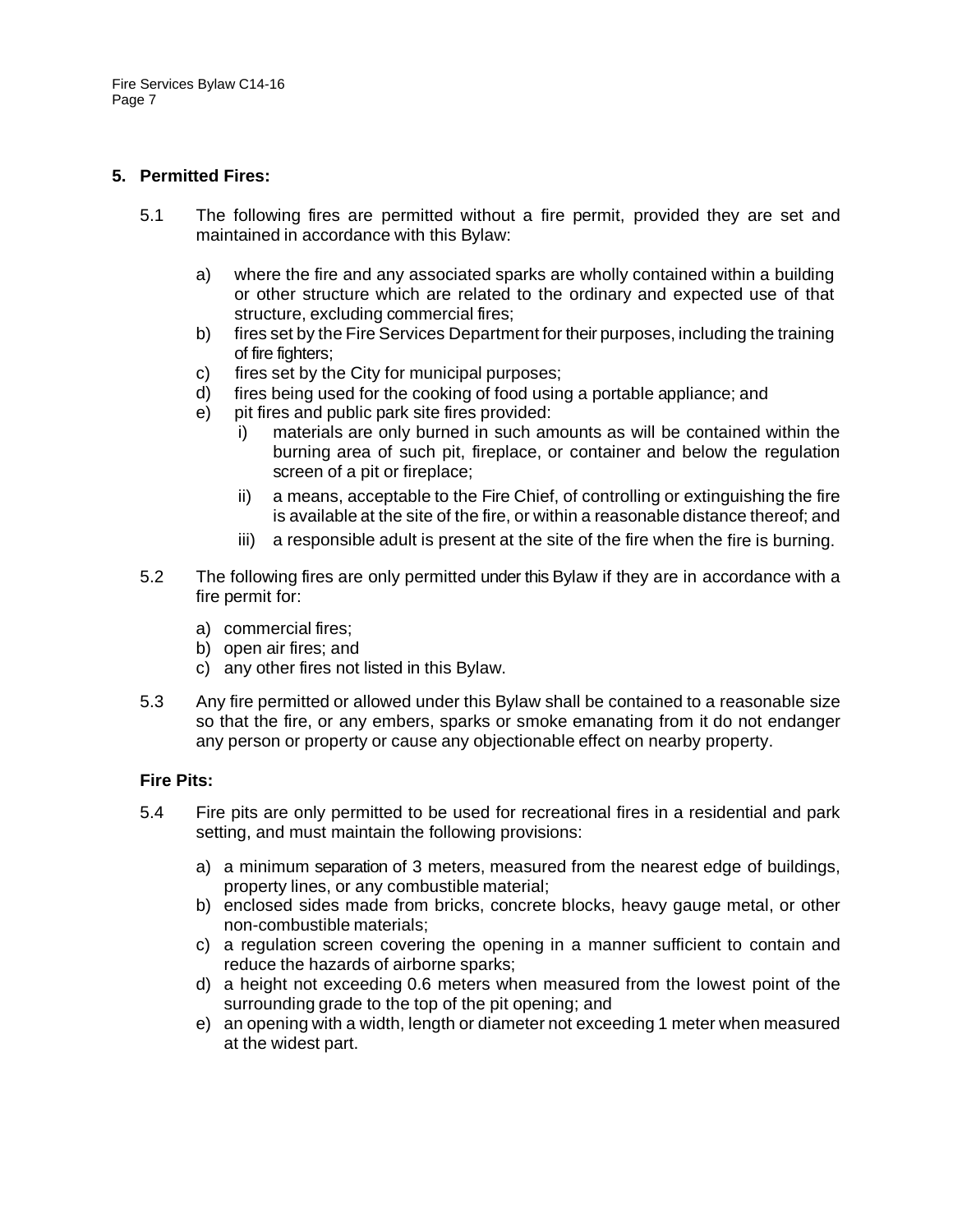## 5. Permitted Fires:

5.1 The following fires are permitted without a fire permit, provided they are set and maintained in accordance with this Bylaw:

a) where the fire and any associated sparks are wholly contained within a building or other structure which are related to the ordinary and expected use of that structure, excluding commercial fires;

b) fires set by the Fire Services Department for their purposes, including the training of fire fighters;

c) fires set by the City for municipal purposes;

d) fires being used for the cooking of food using a portable appliance; and

e) pit fires and public park site fires provided:

i) materials are only burned in such amounts as will be contained within the burning area of such pit, fireplace, or container and below the regulation screen of a pit or fireplace;

ii) a means, acceptable to the Fire Chief, of controlling or extinguishing the fire is available at the site of the fire, or within a reasonable distance thereof; and

iii) a responsible adult is present at the site of the fire when the fire is burning.

5.2 The following fires are only permitted under this Bylaw if they are in accordance with a fire permit for:

a) commercial fires;

b) open air fires; and

c) any other fires not listed in this Bylaw.

5.3 Any fire permitted or allowed under this Bylaw shall be contained to a reasonable size so that the fire, or any embers, sparks or smoke emanating from it do not endanger any person or property or cause any objectionable effect on nearby property.

### Fire Pits:

5.4 Fire pits are only permitted to be used for recreational fires in a residential and park setting, and must maintain the following provisions:

a) a minimum separation of 3 meters, measured from the nearest edge of buildings, property lines, or any combustible material;

b) enclosed sides made from bricks, concrete blocks, heavy gauge metal, or other non-combustible materials;

c) a regulation screen covering the opening in a manner sufficient to contain and reduce the hazards of airborne sparks;

d) a height not exceeding 0.6 meters when measured from the lowest point of the surrounding grade to the top of the pit opening; and

e) an opening with a width, length or diameter not exceeding 1 meter when measured at the widest part.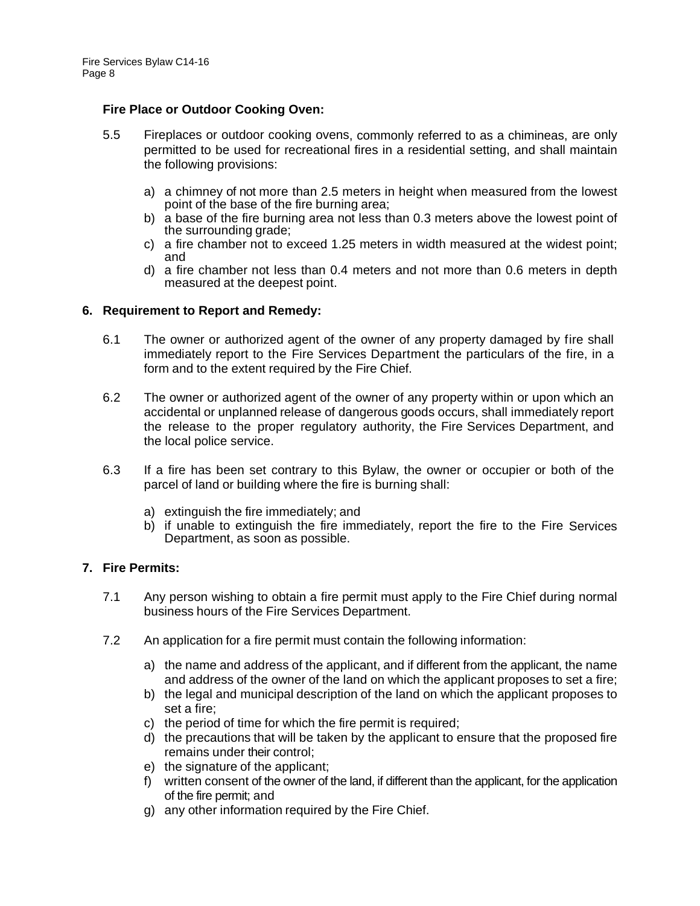**Fire Place or Outdoor Cooking Oven:**

5.5 Fireplaces or outdoor cooking ovens, commonly referred to as a chimineas, are only permitted to be used for recreational fires in a residential setting, and shall maintain the following provisions:

a) a chimney of not more than 2.5 meters in height when measured from the lowest point of the base of the fire burning area;
b) a base of the fire burning area not less than 0.3 meters above the lowest point of the surrounding grade;
c) a fire chamber not to exceed 1.25 meters in width measured at the widest point; and
d) a fire chamber not less than 0.4 meters and not more than 0.6 meters in depth measured at the deepest point.

## 6. Requirement to Report and Remedy:

6.1 The owner or authorized agent of the owner of any property damaged by fire shall immediately report to the Fire Services Department the particulars of the fire, in a form and to the extent required by the Fire Chief.

6.2 The owner or authorized agent of the owner of any property within or upon which an accidental or unplanned release of dangerous goods occurs, shall immediately report the release to the proper regulatory authority, the Fire Services Department, and the local police service.

6.3 If a fire has been set contrary to this Bylaw, the owner or occupier or both of the parcel of land or building where the fire is burning shall:

a) extinguish the fire immediately; and
b) if unable to extinguish the fire immediately, report the fire to the Fire Services Department, as soon as possible.

## 7. Fire Permits:

7.1 Any person wishing to obtain a fire permit must apply to the Fire Chief during normal business hours of the Fire Services Department.

7.2 An application for a fire permit must contain the following information:

a) the name and address of the applicant, and if different from the applicant, the name and address of the owner of the land on which the applicant proposes to set a fire;
b) the legal and municipal description of the land on which the applicant proposes to set a fire;
c) the period of time for which the fire permit is required;
d) the precautions that will be taken by the applicant to ensure that the proposed fire remains under their control;
e) the signature of the applicant;
f) written consent of the owner of the land, if different than the applicant, for the application of the fire permit; and
g) any other information required by the Fire Chief.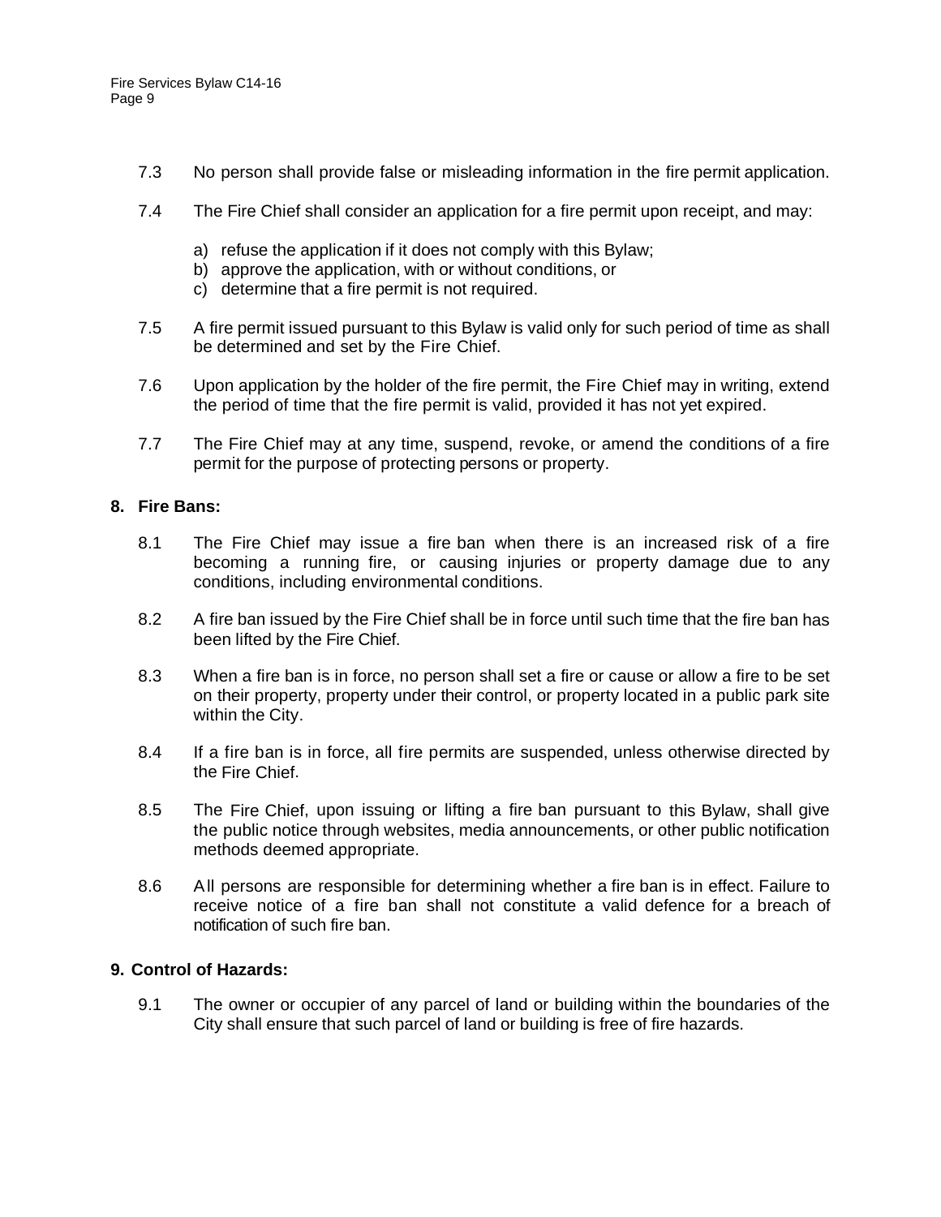7.3 No person shall provide false or misleading information in the fire permit application.

7.4 The Fire Chief shall consider an application for a fire permit upon receipt, and may:

a) refuse the application if it does not comply with this Bylaw;
b) approve the application, with or without conditions, or
c) determine that a fire permit is not required.

7.5 A fire permit issued pursuant to this Bylaw is valid only for such period of time as shall be determined and set by the Fire Chief.

7.6 Upon application by the holder of the fire permit, the Fire Chief may in writing, extend the period of time that the fire permit is valid, provided it has not yet expired.

7.7 The Fire Chief may at any time, suspend, revoke, or amend the conditions of a fire permit for the purpose of protecting persons or property.

## 8. Fire Bans:

8.1 The Fire Chief may issue a fire ban when there is an increased risk of a fire becoming a running fire, or causing injuries or property damage due to any conditions, including environmental conditions.

8.2 A fire ban issued by the Fire Chief shall be in force until such time that the fire ban has been lifted by the Fire Chief.

8.3 When a fire ban is in force, no person shall set a fire or cause or allow a fire to be set on their property, property under their control, or property located in a public park site within the City.

8.4 If a fire ban is in force, all fire permits are suspended, unless otherwise directed by the Fire Chief.

8.5 The Fire Chief, upon issuing or lifting a fire ban pursuant to this Bylaw, shall give the public notice through websites, media announcements, or other public notification methods deemed appropriate.

8.6 All persons are responsible for determining whether a fire ban is in effect. Failure to receive notice of a fire ban shall not constitute a valid defence for a breach of notification of such fire ban.

## 9. Control of Hazards:

9.1 The owner or occupier of any parcel of land or building within the boundaries of the City shall ensure that such parcel of land or building is free of fire hazards.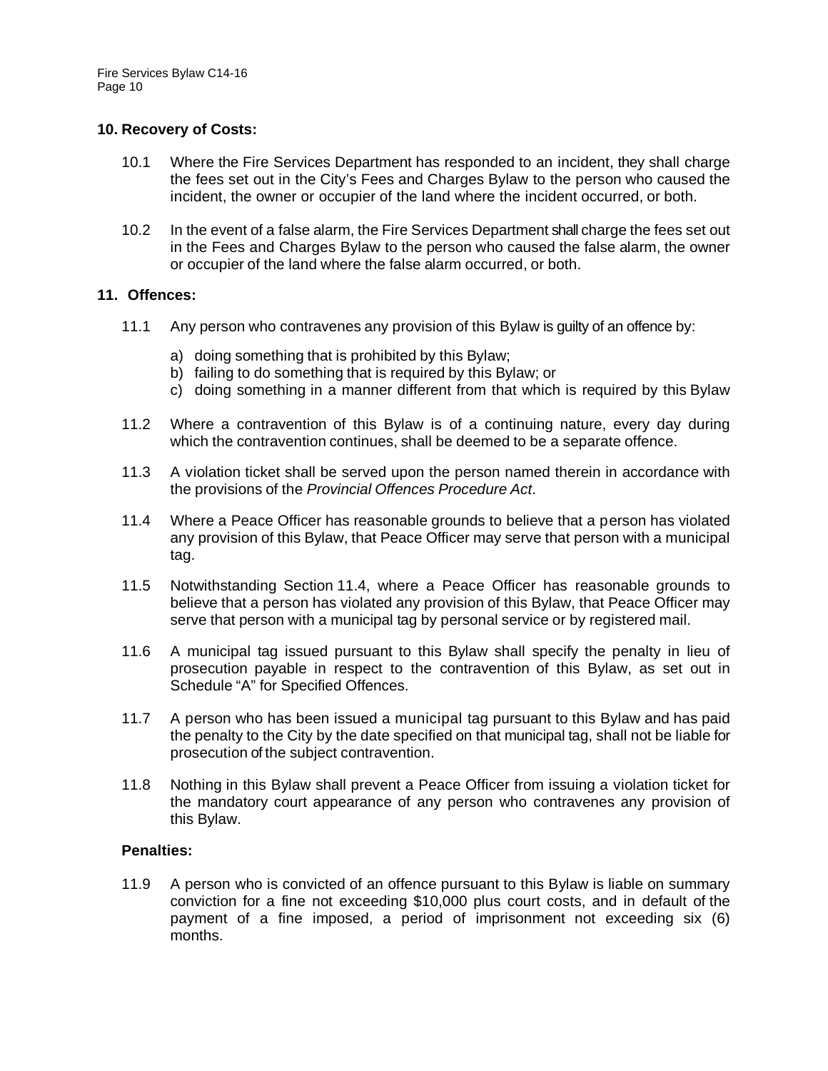## 10. Recovery of Costs:

10.1 Where the Fire Services Department has responded to an incident, they shall charge the fees set out in the City's Fees and Charges Bylaw to the person who caused the incident, the owner or occupier of the land where the incident occurred, or both.

10.2 In the event of a false alarm, the Fire Services Department shall charge the fees set out in the Fees and Charges Bylaw to the person who caused the false alarm, the owner or occupier of the land where the false alarm occurred, or both.

## 11. Offences:

11.1 Any person who contravenes any provision of this Bylaw is guilty of an offence by:

a) doing something that is prohibited by this Bylaw;
b) failing to do something that is required by this Bylaw; or
c) doing something in a manner different from that which is required by this Bylaw

11.2 Where a contravention of this Bylaw is of a continuing nature, every day during which the contravention continues, shall be deemed to be a separate offence.

11.3 A violation ticket shall be served upon the person named therein in accordance with the provisions of the *Provincial Offences Procedure Act*.

11.4 Where a Peace Officer has reasonable grounds to believe that a person has violated any provision of this Bylaw, that Peace Officer may serve that person with a municipal tag.

11.5 Notwithstanding Section 11.4, where a Peace Officer has reasonable grounds to believe that a person has violated any provision of this Bylaw, that Peace Officer may serve that person with a municipal tag by personal service or by registered mail.

11.6 A municipal tag issued pursuant to this Bylaw shall specify the penalty in lieu of prosecution payable in respect to the contravention of this Bylaw, as set out in Schedule "A" for Specified Offences.

11.7 A person who has been issued a municipal tag pursuant to this Bylaw and has paid the penalty to the City by the date specified on that municipal tag, shall not be liable for prosecution of the subject contravention.

11.8 Nothing in this Bylaw shall prevent a Peace Officer from issuing a violation ticket for the mandatory court appearance of any person who contravenes any provision of this Bylaw.

### Penalties:

11.9 A person who is convicted of an offence pursuant to this Bylaw is liable on summary conviction for a fine not exceeding $10,000 plus court costs, and in default of the payment of a fine imposed, a period of imprisonment not exceeding six (6) months.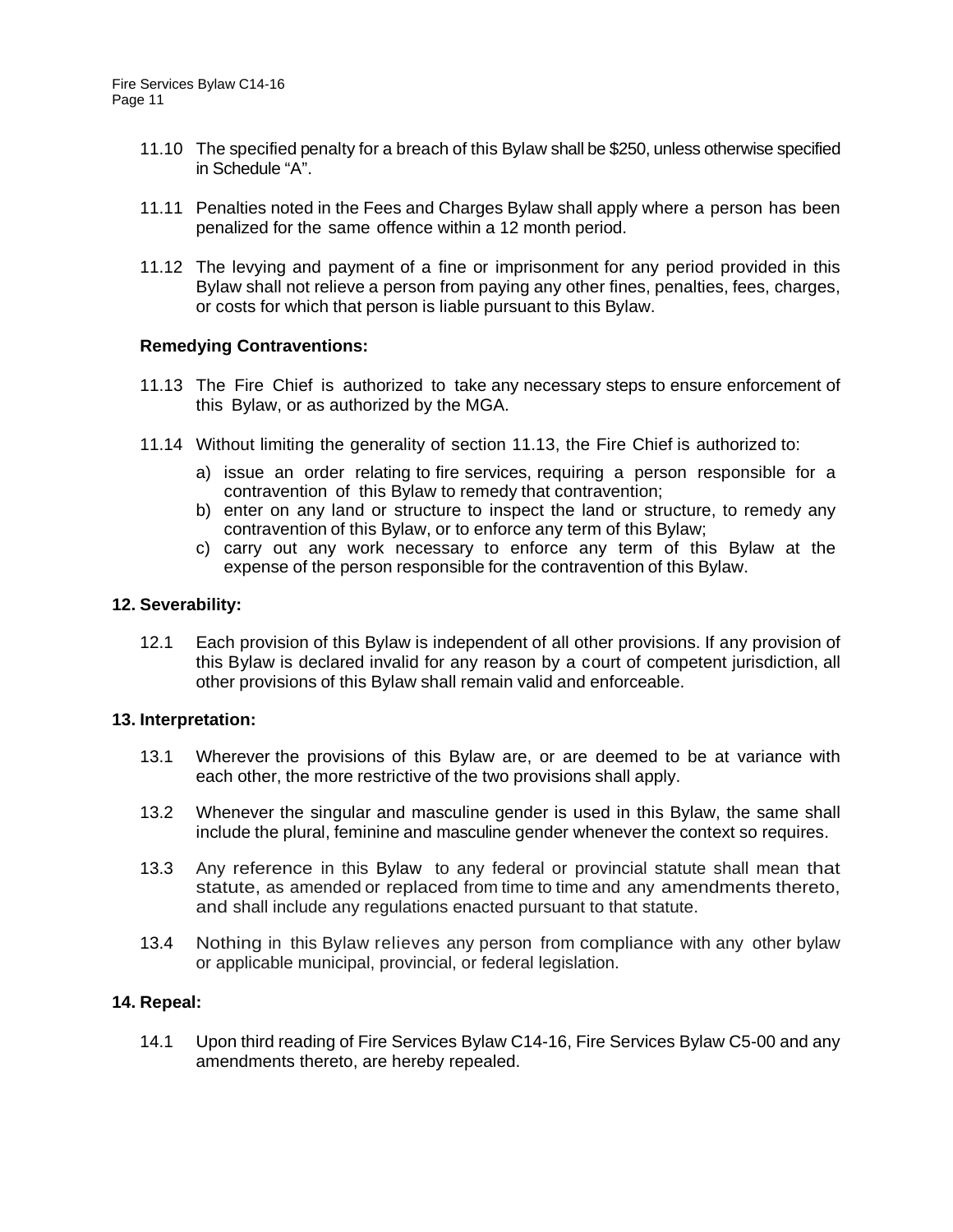11.10 The specified penalty for a breach of this Bylaw shall be $250, unless otherwise specified in Schedule "A".

11.11 Penalties noted in the Fees and Charges Bylaw shall apply where a person has been penalized for the same offence within a 12 month period.

11.12 The levying and payment of a fine or imprisonment for any period provided in this Bylaw shall not relieve a person from paying any other fines, penalties, fees, charges, or costs for which that person is liable pursuant to this Bylaw.

**Remedying Contraventions:**

11.13 The Fire Chief is authorized to take any necessary steps to ensure enforcement of this Bylaw, or as authorized by the MGA.

11.14 Without limiting the generality of section 11.13, the Fire Chief is authorized to:

a) issue an order relating to fire services, requiring a person responsible for a contravention of this Bylaw to remedy that contravention;
b) enter on any land or structure to inspect the land or structure, to remedy any contravention of this Bylaw, or to enforce any term of this Bylaw;
c) carry out any work necessary to enforce any term of this Bylaw at the expense of the person responsible for the contravention of this Bylaw.

## 12. Severability:

12.1 Each provision of this Bylaw is independent of all other provisions. If any provision of this Bylaw is declared invalid for any reason by a court of competent jurisdiction, all other provisions of this Bylaw shall remain valid and enforceable.

## 13. Interpretation:

13.1 Wherever the provisions of this Bylaw are, or are deemed to be at variance with each other, the more restrictive of the two provisions shall apply.

13.2 Whenever the singular and masculine gender is used in this Bylaw, the same shall include the plural, feminine and masculine gender whenever the context so requires.

13.3 Any reference in this Bylaw to any federal or provincial statute shall mean that statute, as amended or replaced from time to time and any amendments thereto, and shall include any regulations enacted pursuant to that statute.

13.4 Nothing in this Bylaw relieves any person from compliance with any other bylaw or applicable municipal, provincial, or federal legislation.

## 14. Repeal:

14.1 Upon third reading of Fire Services Bylaw C14-16, Fire Services Bylaw C5-00 and any amendments thereto, are hereby repealed.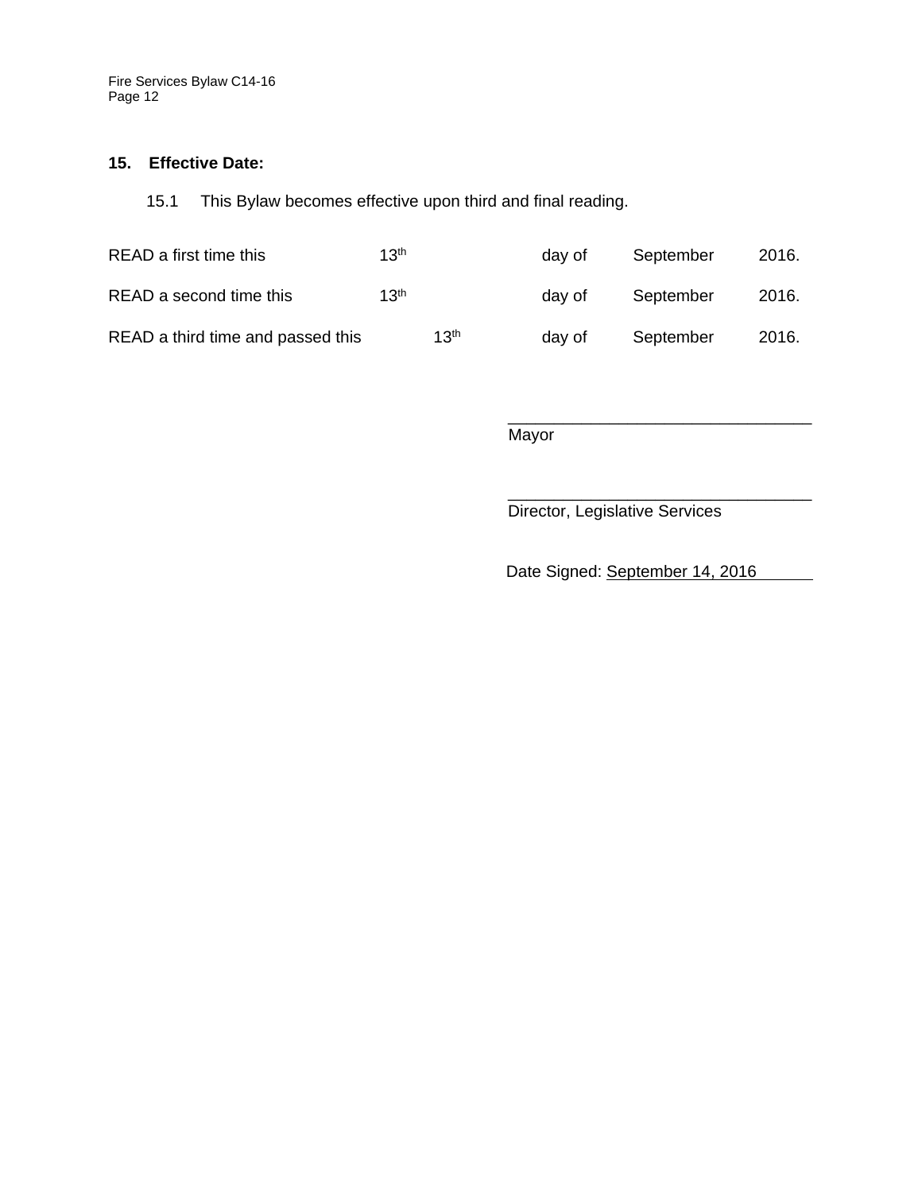## 15. Effective Date:

15.1 This Bylaw becomes effective upon third and final reading.

READ a first time this 13th day of September 2016.

READ a second time this 13th day of September 2016.

READ a third time and passed this 13th day of September 2016.

\_\_\_\_\_\_\_\_\_\_\_\_\_\_\_\_\_\_\_\_\_\_\_\_\_\_\_\_\_\_\_\_\_
Mayor

\_\_\_\_\_\_\_\_\_\_\_\_\_\_\_\_\_\_\_\_\_\_\_\_\_\_\_\_\_\_\_\_\_
Director, Legislative Services

Date Signed: September 14, 2016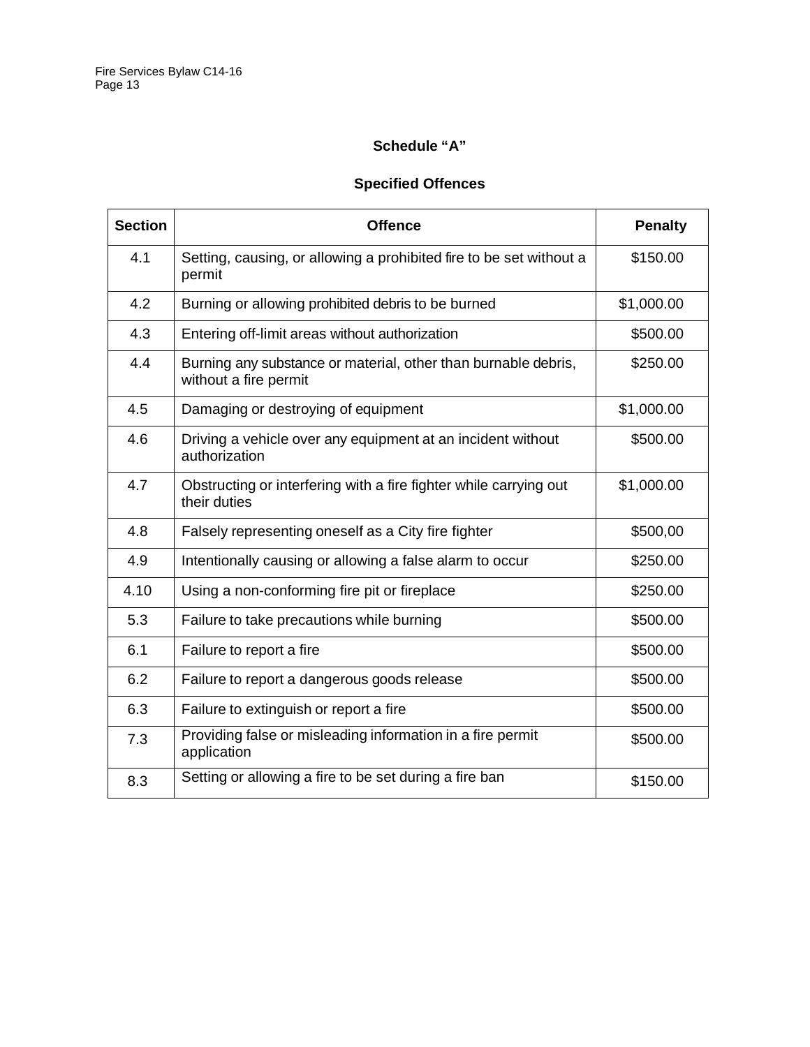## Schedule "A"

## Specified Offences

| Section | Offence | Penalty |
|---|---|---|
| 4.1 | Setting, causing, or allowing a prohibited fire to be set without a permit | $150.00 |
| 4.2 | Burning or allowing prohibited debris to be burned | $1,000.00 |
| 4.3 | Entering off-limit areas without authorization | $500.00 |
| 4.4 | Burning any substance or material, other than burnable debris, without a fire permit | $250.00 |
| 4.5 | Damaging or destroying of equipment | $1,000.00 |
| 4.6 | Driving a vehicle over any equipment at an incident without authorization | $500.00 |
| 4.7 | Obstructing or interfering with a fire fighter while carrying out their duties | $1,000.00 |
| 4.8 | Falsely representing oneself as a City fire fighter | $500,00 |
| 4.9 | Intentionally causing or allowing a false alarm to occur | $250.00 |
| 4.10 | Using a non-conforming fire pit or fireplace | $250.00 |
| 5.3 | Failure to take precautions while burning | $500.00 |
| 6.1 | Failure to report a fire | $500.00 |
| 6.2 | Failure to report a dangerous goods release | $500.00 |
| 6.3 | Failure to extinguish or report a fire | $500.00 |
| 7.3 | Providing false or misleading information in a fire permit application | $500.00 |
| 8.3 | Setting or allowing a fire to be set during a fire ban | $150.00 |